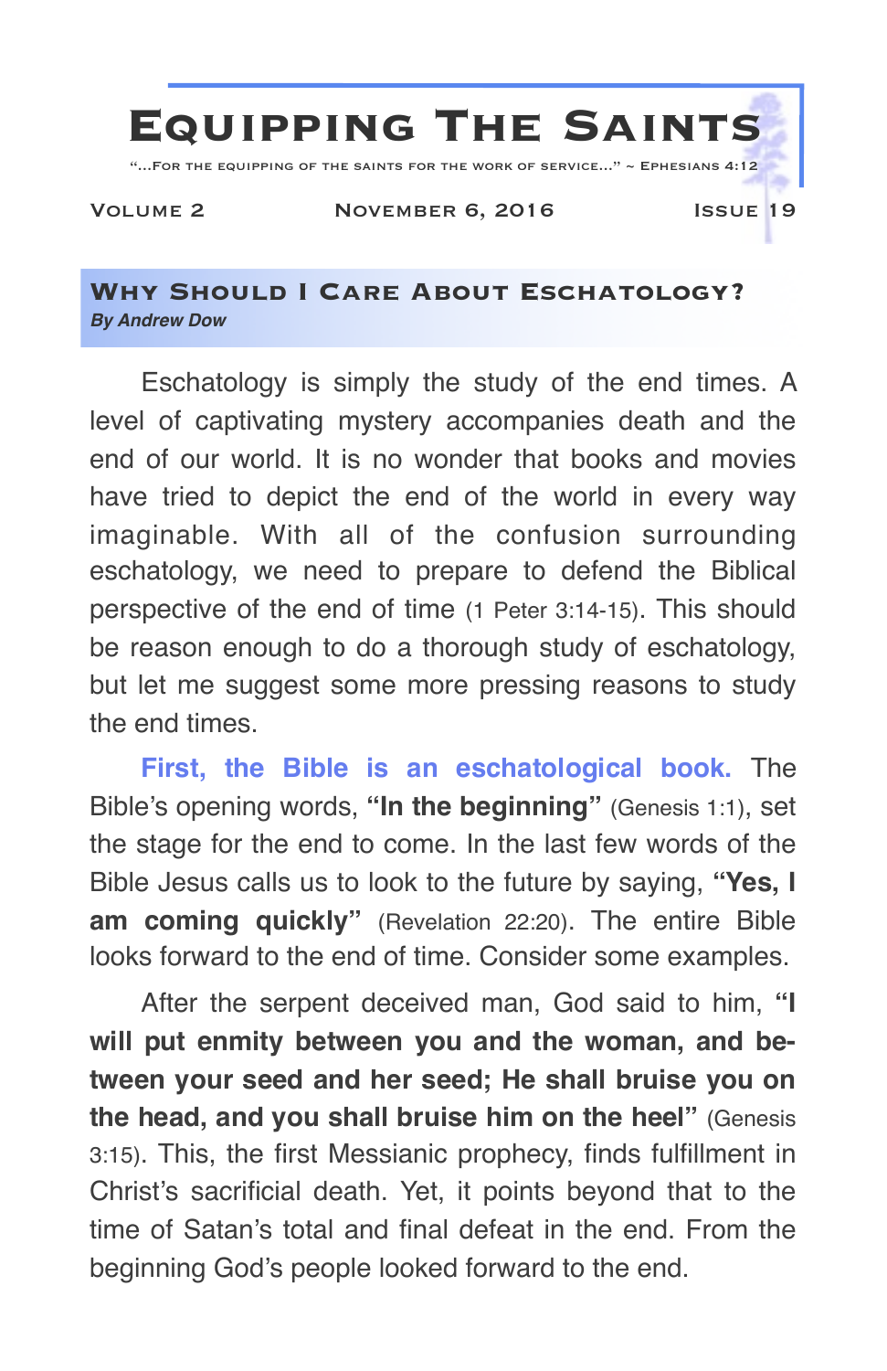# Equipping The Saints

"...For the equipping of the saints for the work of service..." ~ Ephesians 4:12

Volume 2 November 6, 2016 Issue 19

## Why Should I Care About Eschatology?

***By Andrew Dow***

Eschatology is simply the study of the end times. A level of captivating mystery accompanies death and the end of our world. It is no wonder that books and movies have tried to depict the end of the world in every way imaginable. With all of the confusion surrounding eschatology, we need to prepare to defend the Biblical perspective of the end of time (1 Peter 3:14-15). This should be reason enough to do a thorough study of eschatology, but let me suggest some more pressing reasons to study the end times.

**First, the Bible is an eschatological book.** The Bible's opening words, **"In the beginning"** (Genesis 1:1), set the stage for the end to come. In the last few words of the Bible Jesus calls us to look to the future by saying, **"Yes, I am coming quickly"** (Revelation 22:20). The entire Bible looks forward to the end of time. Consider some examples.

After the serpent deceived man, God said to him, **"I will put enmity between you and the woman, and between your seed and her seed; He shall bruise you on the head, and you shall bruise him on the heel"** (Genesis 3:15). This, the first Messianic prophecy, finds fulfillment in Christ's sacrificial death. Yet, it points beyond that to the time of Satan's total and final defeat in the end. From the beginning God's people looked forward to the end.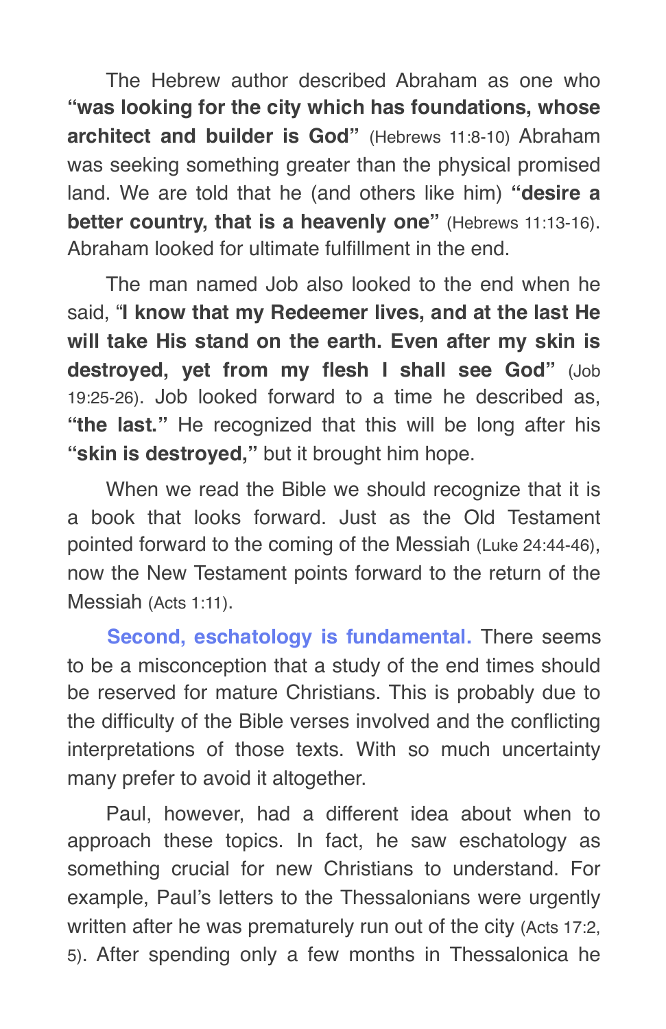The Hebrew author described Abraham as one who **"was looking for the city which has foundations, whose architect and builder is God"** (Hebrews 11:8-10) Abraham was seeking something greater than the physical promised land. We are told that he (and others like him) **"desire a better country, that is a heavenly one"** (Hebrews 11:13-16). Abraham looked for ultimate fulfillment in the end.

The man named Job also looked to the end when he said, "**I know that my Redeemer lives, and at the last He will take His stand on the earth. Even after my skin is destroyed, yet from my flesh I shall see God"** (Job 19:25-26). Job looked forward to a time he described as, **"the last."** He recognized that this will be long after his **"skin is destroyed,"** but it brought him hope.

When we read the Bible we should recognize that it is a book that looks forward. Just as the Old Testament pointed forward to the coming of the Messiah (Luke 24:44-46), now the New Testament points forward to the return of the Messiah (Acts 1:11).

**Second, eschatology is fundamental.** There seems to be a misconception that a study of the end times should be reserved for mature Christians. This is probably due to the difficulty of the Bible verses involved and the conflicting interpretations of those texts. With so much uncertainty many prefer to avoid it altogether.

Paul, however, had a different idea about when to approach these topics. In fact, he saw eschatology as something crucial for new Christians to understand. For example, Paul's letters to the Thessalonians were urgently written after he was prematurely run out of the city (Acts 17:2, 5). After spending only a few months in Thessalonica he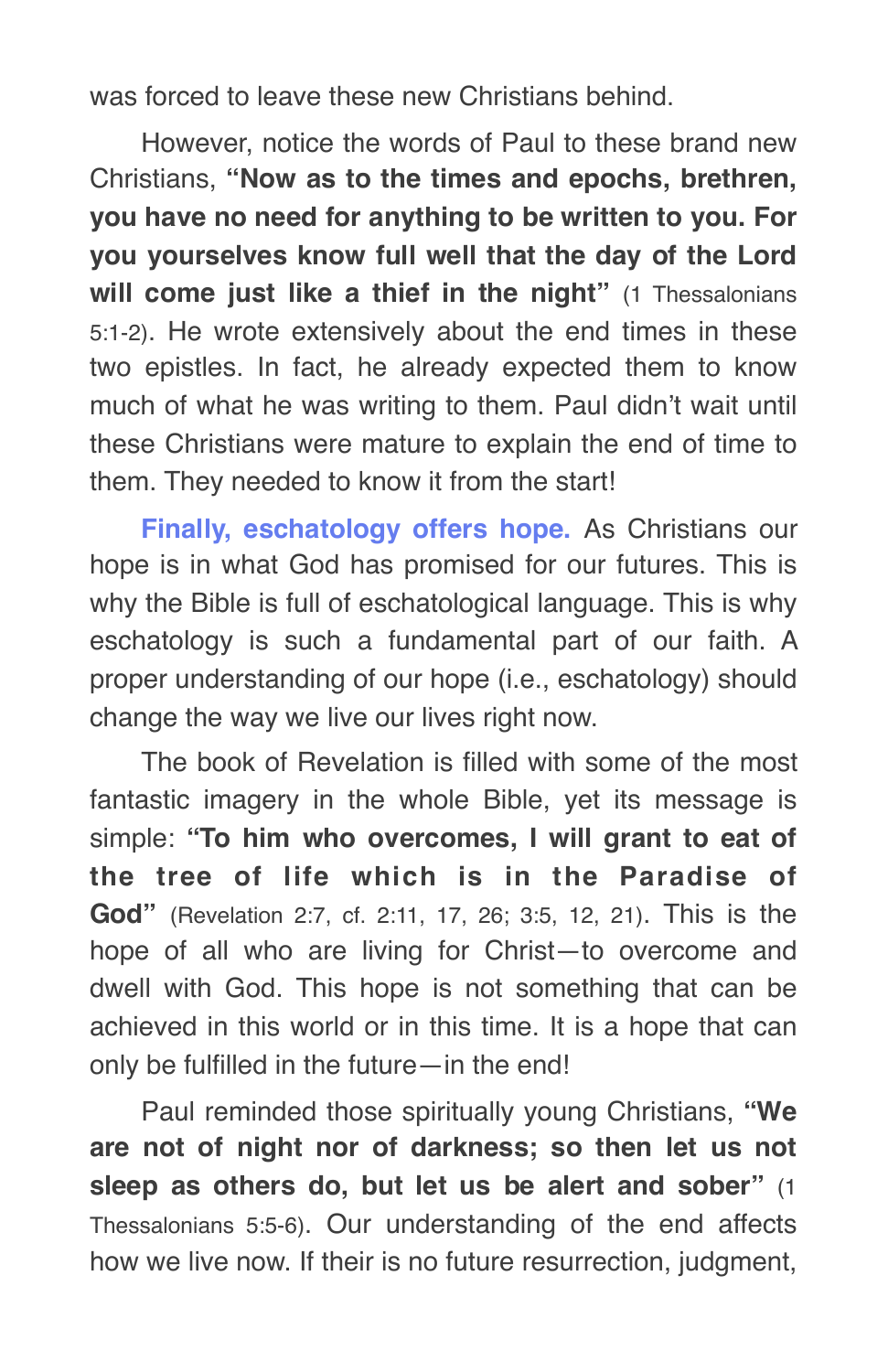was forced to leave these new Christians behind.

However, notice the words of Paul to these brand new Christians, **"Now as to the times and epochs, brethren, you have no need for anything to be written to you. For you yourselves know full well that the day of the Lord will come just like a thief in the night"** (1 Thessalonians 5:1-2). He wrote extensively about the end times in these two epistles. In fact, he already expected them to know much of what he was writing to them. Paul didn't wait until these Christians were mature to explain the end of time to them. They needed to know it from the start!

**Finally, eschatology offers hope.** As Christians our hope is in what God has promised for our futures. This is why the Bible is full of eschatological language. This is why eschatology is such a fundamental part of our faith. A proper understanding of our hope (i.e., eschatology) should change the way we live our lives right now.

The book of Revelation is filled with some of the most fantastic imagery in the whole Bible, yet its message is simple: **"To him who overcomes, I will grant to eat of the tree of life which is in the Paradise of God"** (Revelation 2:7, cf. 2:11, 17, 26; 3:5, 12, 21). This is the hope of all who are living for Christ—to overcome and dwell with God. This hope is not something that can be achieved in this world or in this time. It is a hope that can only be fulfilled in the future—in the end!

Paul reminded those spiritually young Christians, **"We are not of night nor of darkness; so then let us not sleep as others do, but let us be alert and sober"** (1 Thessalonians 5:5-6). Our understanding of the end affects how we live now. If their is no future resurrection, judgment,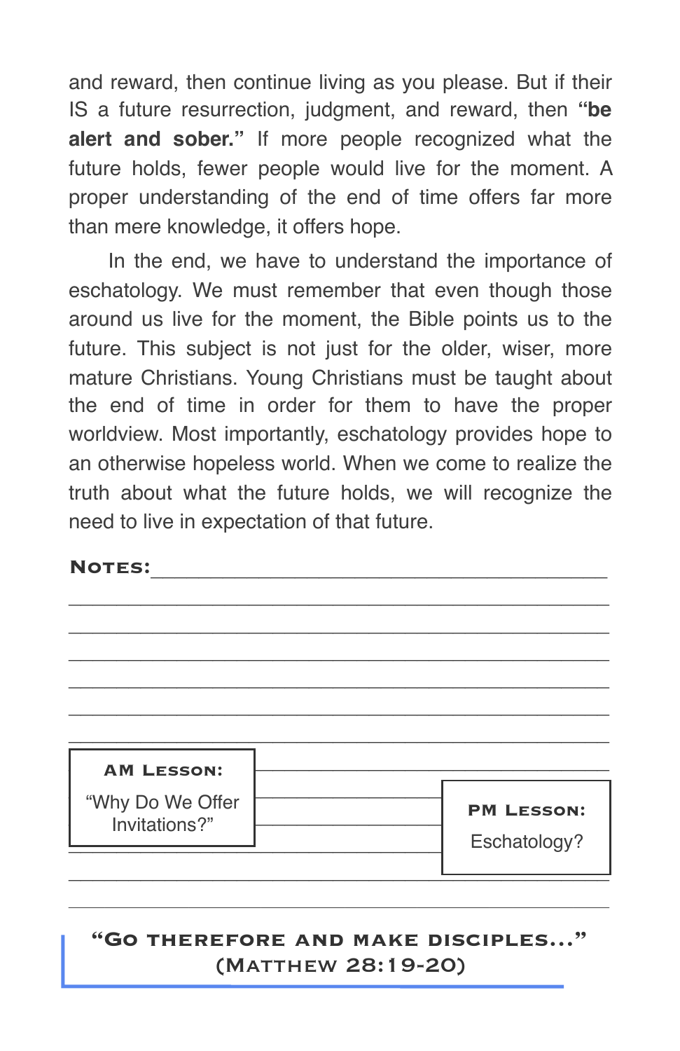and reward, then continue living as you please. But if their IS a future resurrection, judgment, and reward, then **"be alert and sober."** If more people recognized what the future holds, fewer people would live for the moment. A proper understanding of the end of time offers far more than mere knowledge, it offers hope.

In the end, we have to understand the importance of eschatology. We must remember that even though those around us live for the moment, the Bible points us to the future. This subject is not just for the older, wiser, more mature Christians. Young Christians must be taught about the end of time in order for them to have the proper worldview. Most importantly, eschatology provides hope to an otherwise hopeless world. When we come to realize the truth about what the future holds, we will recognize the need to live in expectation of that future.

**NOTES:**

**AM LESSON:**
"Why Do We Offer Invitations?"

**PM LESSON:**
Eschatology?

**"GO THEREFORE AND MAKE DISCIPLES..."**
**(MATTHEW 28:19-20)**